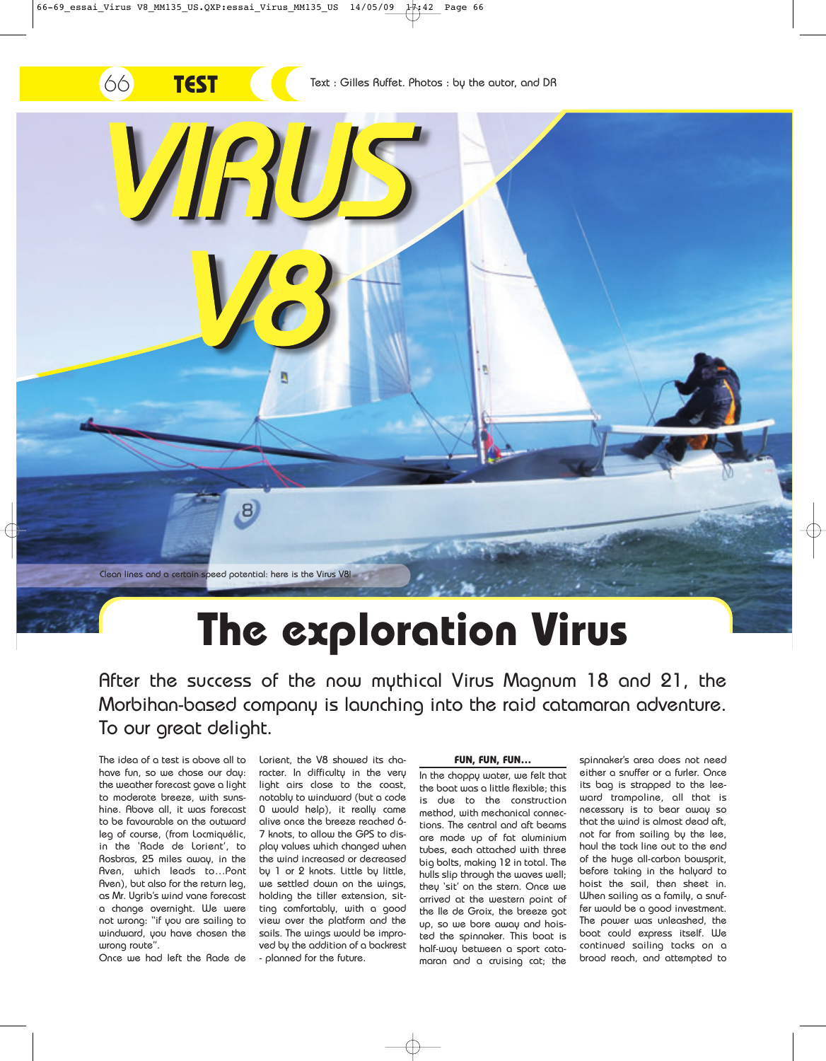Text : Gilles Ruffet. Photos : by the autor, and DR

# VIRUS V8

Clean lines and a certain speed potential: here is the Virus V8!

# The exploration Virus

After the success of the now mythical Virus Magnum 18 and 21, the Morbihan-based company is launching into the raid catamaran adventure. To our great delight.

The idea of a test is above all to have fun, so we chose our day: the weather forecast gave a light to moderate breeze, with sunshine. Above all, it was forecast to be favourable on the outward leg of course, (from Locmiquélic, in the 'Rade de Lorient', to Rosbras, 25 miles away, in the Aven, which leads to…Pont Aven), but also for the return leg, as Mr. Ugrib's wind vane forecast a change overnight. We were not wrong: "if you are sailing to windward, you have chosen the wrong route".

Once we had left the Rade de Lorient, the V8 showed its character. In difficulty in the very light airs close to the coast, notably to windward (but a code 0 would help), it really came alive once the breeze reached 6-7 knots, to allow the GPS to display values which changed when the wind increased or decreased by 1 or 2 knots. Little by little, we settled down on the wings, holding the tiller extension, sitting comfortably, with a good view over the platform and the sails. The wings would be improved by the addition of a backrest - planned for the future.

### FUN, FUN, FUN...

In the choppy water, we felt that the boat was a little flexible; this is due to the construction method, with mechanical connections. The central and aft beams are made up of fat aluminium tubes, each attached with three big bolts, making 12 in total. The hulls slip through the waves well; they 'sit' on the stern. Once we arrived at the western point of the Ile de Groix, the breeze got up, so we bore away and hoisted the spinnaker. This boat is half-way between a sport catamaran and a cruising cat; the spinnaker's area does not need either a snuffer or a furler. Once its bag is strapped to the leeward trampoline, all that is necessary is to bear away so that the wind is almost dead aft, not far from sailing by the lee, haul the tack line out to the end of the huge all-carbon bowsprit, before taking in the halyard to hoist the sail, then sheet in. When sailing as a family, a snuffer would be a good investment. The power was unleashed, the boat could express itself. We continued sailing tacks on a broad reach, and attempted to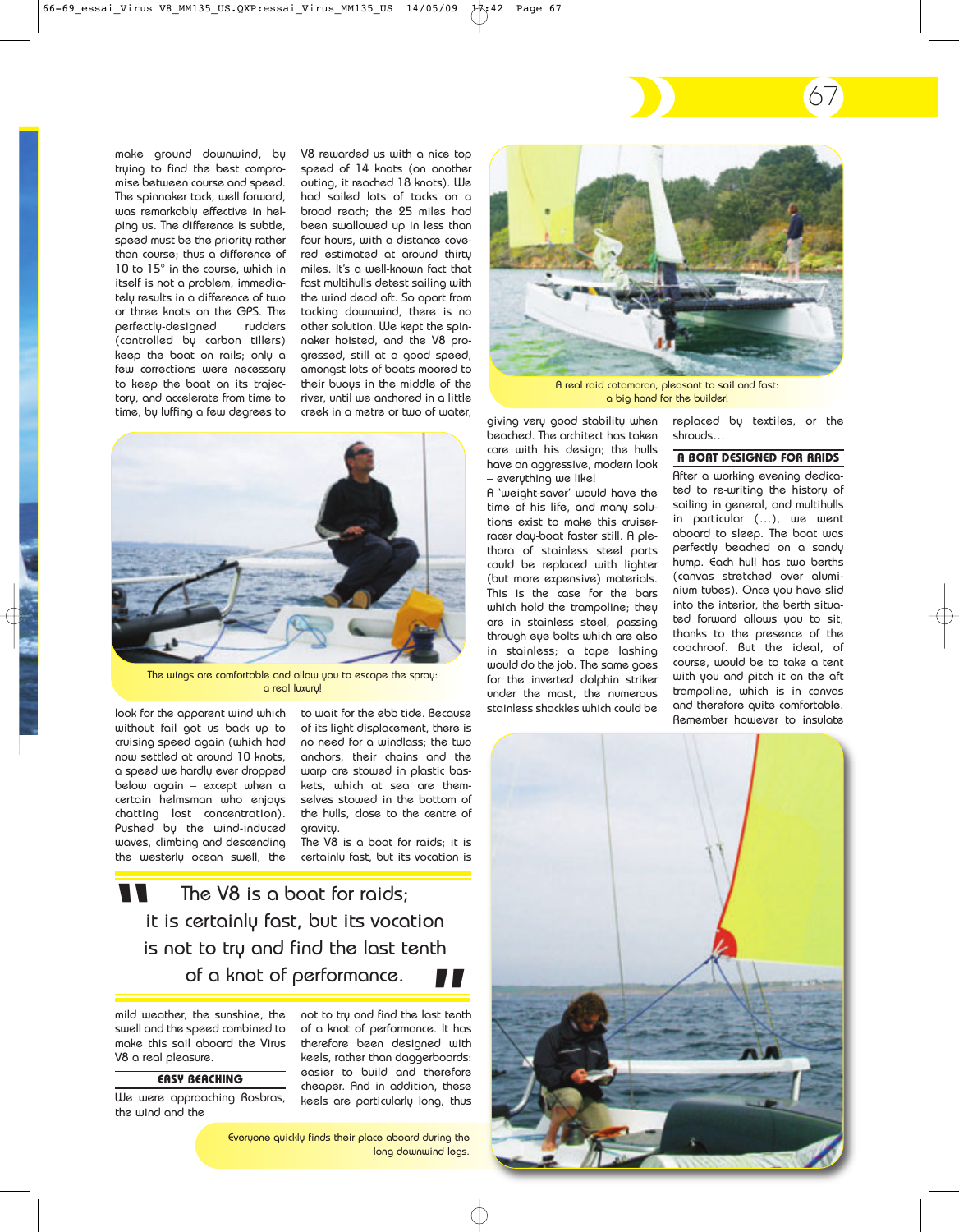make ground downwind, by trying to find the best compromise between course and speed. The spinnaker tack, well forward, was remarkably effective in helping us. The difference is subtle, speed must be the priority rather than course; thus a difference of 10 to 15° in the course, which in itself is not a problem, immediately results in a difference of two or three knots on the GPS. The perfectly-designed rudders (controlled by carbon tillers) keep the boat on rails; only a few corrections were necessary to keep the boat on its trajectory, and accelerate from time to time, by luffing a few degrees to look for the apparent wind which without fail got us back up to cruising speed again (which had now settled at around 10 knots, a speed we hardly ever dropped below again – except when a certain helmsman who enjoys chatting lost concentration). Pushed by the wind-induced waves, climbing and descending the westerly ocean swell, the mild weather, the sunshine, the swell and the speed combined to make this sail aboard the Virus V8 a real pleasure.

The wings are comfortable and allow you to escape the spray: a real luxury!

## EASY BEACHING

We were approaching Rosbras, the wind and the V8 rewarded us with a nice top speed of 14 knots (on another outing, it reached 18 knots). We had sailed lots of tacks on a broad reach; the 25 miles had been swallowed up in less than four hours, with a distance covered estimated at around thirty miles. It's a well-known fact that fast multihulls detest sailing with the wind dead aft. So apart from tacking downwind, there is no other solution. We kept the spinnaker hoisted, and the V8 progressed, still at a good speed, amongst lots of boats moored to their buoys in the middle of the river, until we anchored in a little creek in a metre or two of water, to wait for the ebb tide. Because of its light displacement, there is no need for a windlass; the two anchors, their chains and the warp are stowed in plastic baskets, which at sea are themselves stowed in the bottom of the hulls, close to the centre of gravity.

The V8 is a boat for raids; it is certainly fast, but its vocation is not to try and find the last tenth of a knot of performance. It has therefore been designed with keels, rather than daggerboards: easier to build and therefore cheaper. And in addition, these keels are particularly long, thus giving very good stability when beached. The architect has taken care with his design; the hulls have an aggressive, modern look – everything we like!

> The V8 is a boat for raids; it is certainly fast, but its vocation is not to try and find the last tenth of a knot of performance.

A real raid catamaran, pleasant to sail and fast: a big hand for the builder!

A 'weight-saver' would have the time of his life, and many solutions exist to make this cruiser-racer day-boat faster still. A plethora of stainless steel parts could be replaced with lighter (but more expensive) materials. This is the case for the bars which hold the trampoline; they are in stainless steel, passing through eye bolts which are also in stainless; a tape lashing would do the job. The same goes for the inverted dolphin striker under the mast, the numerous stainless shackles which could be replaced by textiles, or the shrouds…

## A BOAT DESIGNED FOR RAIDS

After a working evening dedicated to re-writing the history of sailing in general, and multihulls in particular (…), we went aboard to sleep. The boat was perfectly beached on a sandy hump. Each hull has two berths (canvas stretched over aluminium tubes). Once you have slid into the interior, the berth situated forward allows you to sit, thanks to the presence of the coachroof. But the ideal, of course, would be to take a tent with you and pitch it on the aft trampoline, which is in canvas and therefore quite comfortable. Remember however to insulate

Everyone quickly finds their place aboard during the long downwind legs.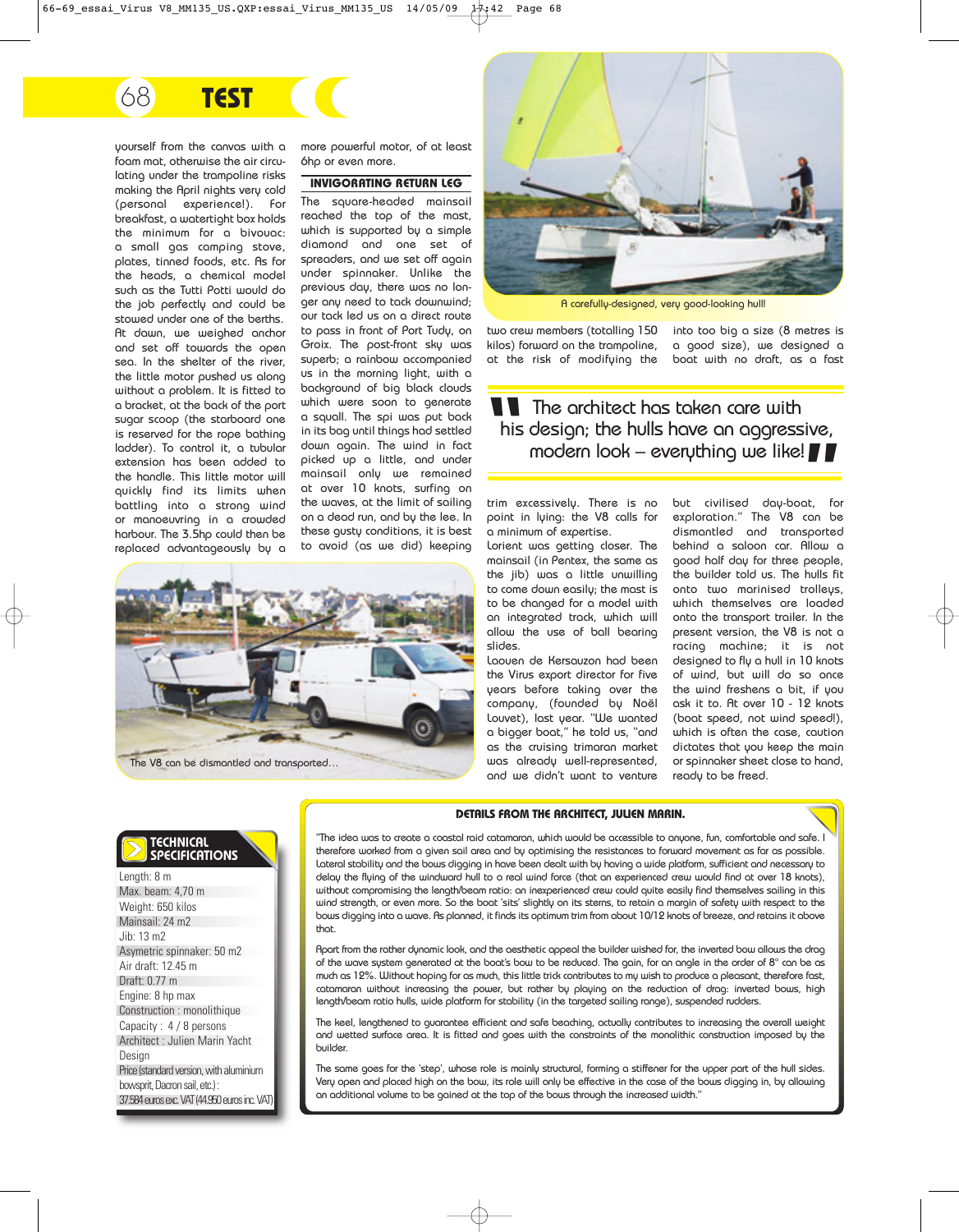yourself from the canvas with a foam mat, otherwise the air circulating under the trampoline risks making the April nights very cold (personal experience!). For breakfast, a watertight box holds the minimum for a bivouac: a small gas camping stove, plates, tinned foods, etc. As for the heads, a chemical model such as the Tutti Potti would do the job perfectly and could be stowed under one of the berths.

At dawn, we weighed anchor and set off towards the open sea. In the shelter of the river, the little motor pushed us along without a problem. It is fitted to a bracket, at the back of the port sugar scoop (the starboard one is reserved for the rope bathing ladder). To control it, a tubular extension has been added to the handle. This little motor will quickly find its limits when battling into a strong wind or manoeuvring in a crowded harbour. The 3.5hp could then be replaced advantageously by a more powerful motor, of at least 6hp or even more.

## INVIGORATING RETURN LEG

The square-headed mainsail reached the top of the mast, which is supported by a simple diamond and one set of spreaders, and we set off again under spinnaker. Unlike the previous day, there was no longer any need to tack downwind; our tack led us on a direct route to pass in front of Port Tudy, on Groix. The post-front sky was superb; a rainbow accompanied us in the morning light, with a background of big black clouds which were soon to generate a squall. The spi was put back in its bag until things had settled down again. The wind in fact picked up a little, and under mainsail only we remained at over 10 knots, surfing on the waves, at the limit of sailing on a dead run, and by the lee. In these gusty conditions, it is best to avoid (as we did) keeping two crew members (totalling 150 kilos) forward on the trampoline, at the risk of modifying the trim excessively. There is no point in lying: the V8 calls for a minimum of expertise.

Lorient was getting closer. The mainsail (in Pentex, the same as the jib) was a little unwilling to come down easily; the mast is to be changed for a model with an integrated track, which will allow the use of ball bearing slides.

Laouen de Kersauzon had been the Virus export director for five years before taking over the company, (founded by Noël Louvet), last year. "We wanted a bigger boat," he told us, "and as the cruising trimaran market was already well-represented, and we didn't want to venture into too big a size (8 metres is a good size), we designed a boat with no draft, as a fast but civilised day-boat, for exploration." The V8 can be dismantled and transported behind a saloon car. Allow a good half day for three people, the builder told us. The hulls fit onto two marinised trolleys, which themselves are loaded onto the transport trailer. In the present version, the V8 is not a racing machine; it is not designed to fly a hull in 10 knots of wind, but will do so once the wind freshens a bit, if you ask it to. At over 10 - 12 knots (boat speed, not wind speed!), which is often the case, caution dictates that you keep the main or spinnaker sheet close to hand, ready to be freed.

The V8 can be dismantled and transported…

A carefully-designed, very good-looking hull!

> "The architect has taken care with his design; the hulls have an aggressive, modern look – everything we like!"

## TECHNICAL SPECIFICATIONS

- Length: 8 m
- Max. beam: 4,70 m
- Weight: 650 kilos
- Mainsail: 24 m2
- Jib: 13 m2
- Asymetric spinnaker: 50 m2
- Air draft: 12.45 m
- Draft: 0.77 m
- Engine: 8 hp max
- Construction : monolithique
- Capacity : 4 / 8 persons
- Architect : Julien Marin Yacht Design
- Price (standard version, with aluminium bowsprit, Dacron sail, etc.) : 37.584 euros exc. VAT (44.950 euros inc. VAT)

## DETAILS FROM THE ARCHITECT, JULIEN MARIN.

"The idea was to create a coastal raid catamaran, which would be accessible to anyone, fun, comfortable and safe. I therefore worked from a given sail area and by optimising the resistances to forward movement as far as possible. Lateral stability and the bows digging in have been dealt with by having a wide platform, sufficient and necessary to delay the flying of the windward hull to a real wind force (that an experienced crew would find at over 18 knots), without compromising the length/beam ratio: an inexperienced crew could quite easily find themselves sailing in this wind strength, or even more. So the boat 'sits' slightly on its sterns, to retain a margin of safety with respect to the bows digging into a wave. As planned, it finds its optimum trim from about 10/12 knots of breeze, and retains it above that.

Apart from the rather dynamic look, and the aesthetic appeal the builder wished for, the inverted bow allows the drag of the wave system generated at the boat's bow to be reduced. The gain, for an angle in the order of 8° can be as much as 12%. Without hoping for as much, this little trick contributes to my wish to produce a pleasant, therefore fast, catamaran without increasing the power, but rather by playing on the reduction of drag: inverted bows, high length/beam ratio hulls, wide platform for stability (in the targeted sailing range), suspended rudders.

The keel, lengthened to guarantee efficient and safe beaching, actually contributes to increasing the overall weight and wetted surface area. It is fitted and goes with the constraints of the monolithic construction imposed by the builder.

The same goes for the 'step', whose role is mainly structural, forming a stiffener for the upper part of the hull sides. Very open and placed high on the bow, its role will only be effective in the case of the bows digging in, by allowing an additional volume to be gained at the top of the bows through the increased width."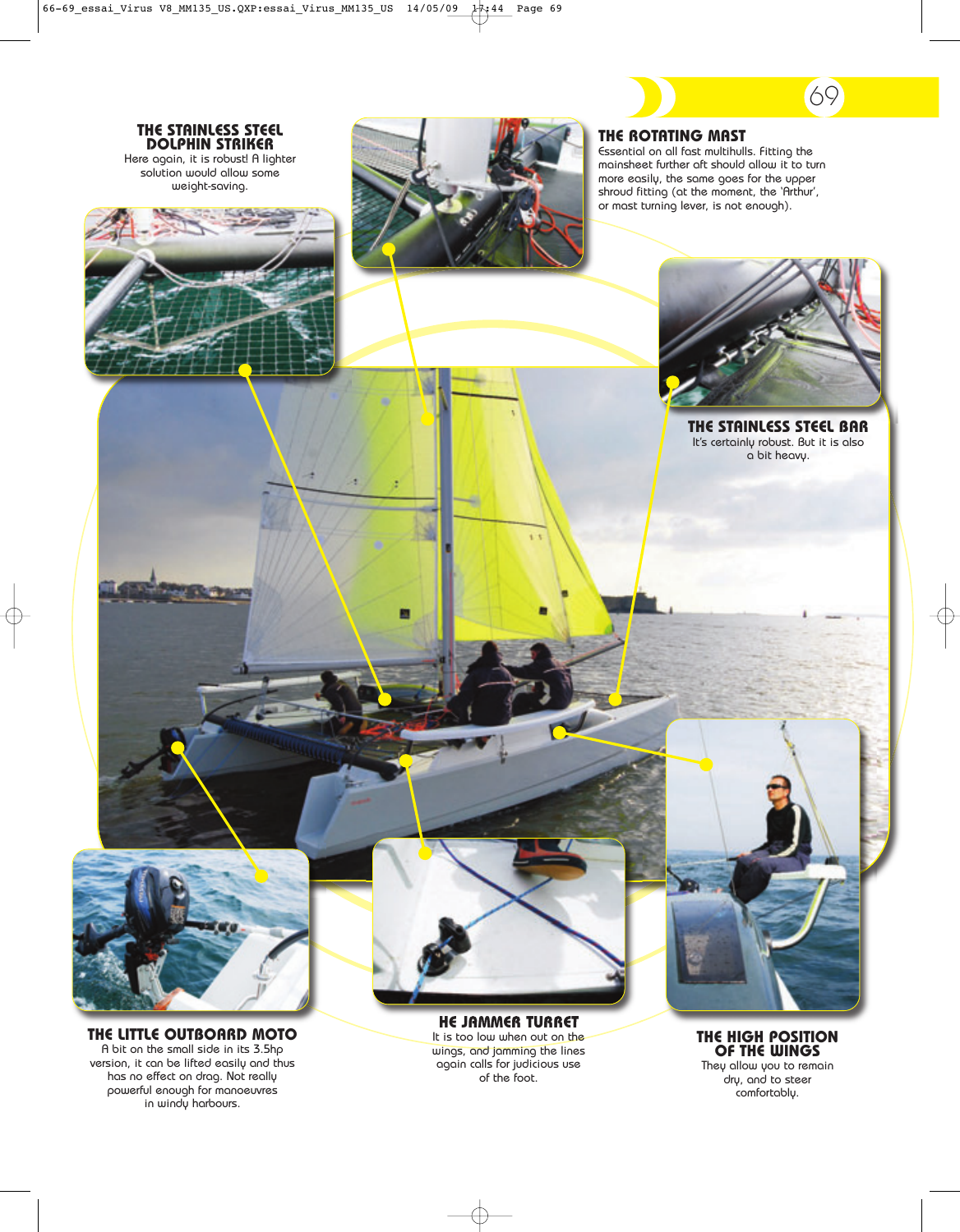### THE STAINLESS STEEL DOLPHIN STRIKER

Here again, it is robust! A lighter solution would allow some weight-saving.

### THE ROTATING MAST

Essential on all fast multihulls. Fitting the mainsheet further aft should allow it to turn more easily, the same goes for the upper shroud fitting (at the moment, the 'Arthur', or mast turning lever, is not enough).

### THE STAINLESS STEEL BAR

It's certainly robust. But it is also a bit heavy.

### THE LITTLE OUTBOARD MOTO

A bit on the small side in its 3.5hp version, it can be lifted easily and thus has no effect on drag. Not really powerful enough for manoeuvres in windy harbours.

### HE JAMMER TURRET

It is too low when out on the wings, and jamming the lines again calls for judicious use of the foot.

### THE HIGH POSITION OF THE WINGS

They allow you to remain dry, and to steer comfortably.